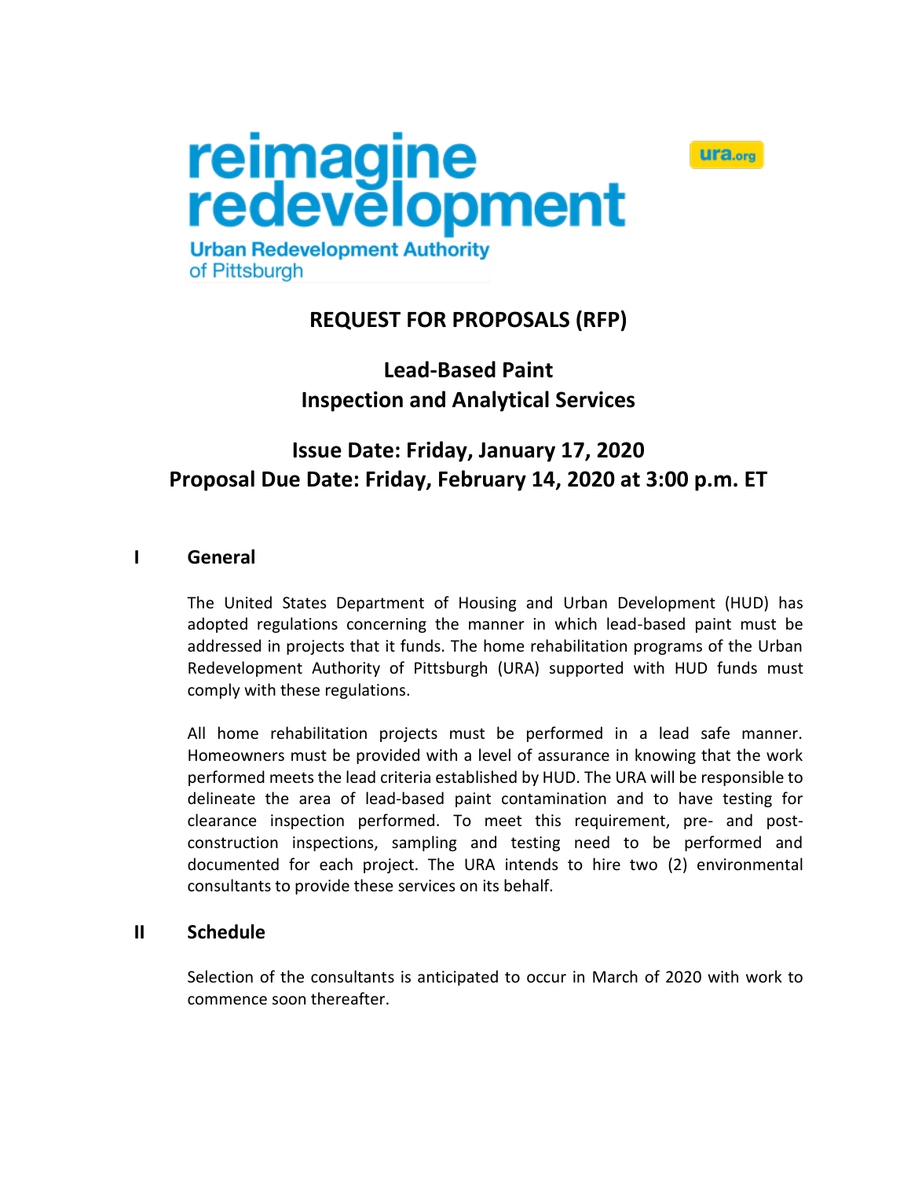reimagine redevelopment

Urban Redevelopment Authority of Pittsburgh

ura.org

# REQUEST FOR PROPOSALS (RFP)

## Lead-Based Paint Inspection and Analytical Services

## Issue Date: Friday, January 17, 2020
## Proposal Due Date: Friday, February 14, 2020 at 3:00 p.m. ET

## I General

The United States Department of Housing and Urban Development (HUD) has adopted regulations concerning the manner in which lead-based paint must be addressed in projects that it funds. The home rehabilitation programs of the Urban Redevelopment Authority of Pittsburgh (URA) supported with HUD funds must comply with these regulations.

All home rehabilitation projects must be performed in a lead safe manner. Homeowners must be provided with a level of assurance in knowing that the work performed meets the lead criteria established by HUD. The URA will be responsible to delineate the area of lead-based paint contamination and to have testing for clearance inspection performed. To meet this requirement, pre- and post-construction inspections, sampling and testing need to be performed and documented for each project. The URA intends to hire two (2) environmental consultants to provide these services on its behalf.

## II Schedule

Selection of the consultants is anticipated to occur in March of 2020 with work to commence soon thereafter.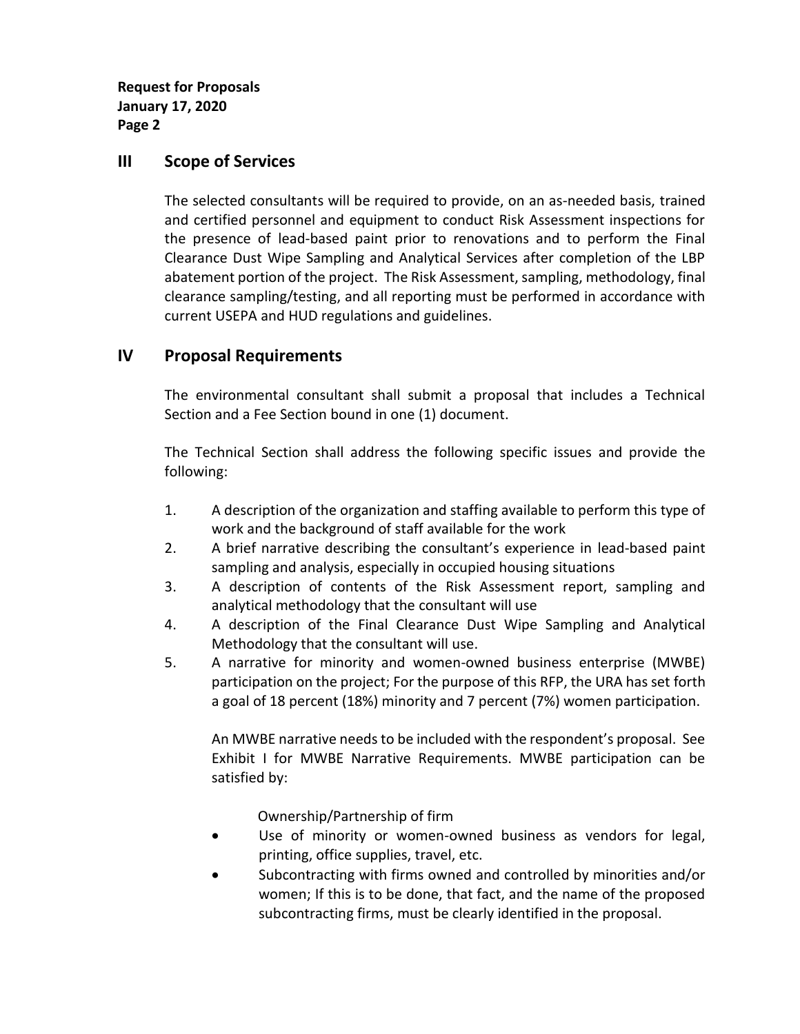## III Scope of Services

The selected consultants will be required to provide, on an as-needed basis, trained and certified personnel and equipment to conduct Risk Assessment inspections for the presence of lead-based paint prior to renovations and to perform the Final Clearance Dust Wipe Sampling and Analytical Services after completion of the LBP abatement portion of the project. The Risk Assessment, sampling, methodology, final clearance sampling/testing, and all reporting must be performed in accordance with current USEPA and HUD regulations and guidelines.

## IV Proposal Requirements

The environmental consultant shall submit a proposal that includes a Technical Section and a Fee Section bound in one (1) document.

The Technical Section shall address the following specific issues and provide the following:

1. A description of the organization and staffing available to perform this type of work and the background of staff available for the work
2. A brief narrative describing the consultant's experience in lead-based paint sampling and analysis, especially in occupied housing situations
3. A description of contents of the Risk Assessment report, sampling and analytical methodology that the consultant will use
4. A description of the Final Clearance Dust Wipe Sampling and Analytical Methodology that the consultant will use.
5. A narrative for minority and women-owned business enterprise (MWBE) participation on the project; For the purpose of this RFP, the URA has set forth a goal of 18 percent (18%) minority and 7 percent (7%) women participation.

   An MWBE narrative needs to be included with the respondent's proposal. See Exhibit I for MWBE Narrative Requirements. MWBE participation can be satisfied by:

   Ownership/Partnership of firm

   - Use of minority or women-owned business as vendors for legal, printing, office supplies, travel, etc.
   - Subcontracting with firms owned and controlled by minorities and/or women; If this is to be done, that fact, and the name of the proposed subcontracting firms, must be clearly identified in the proposal.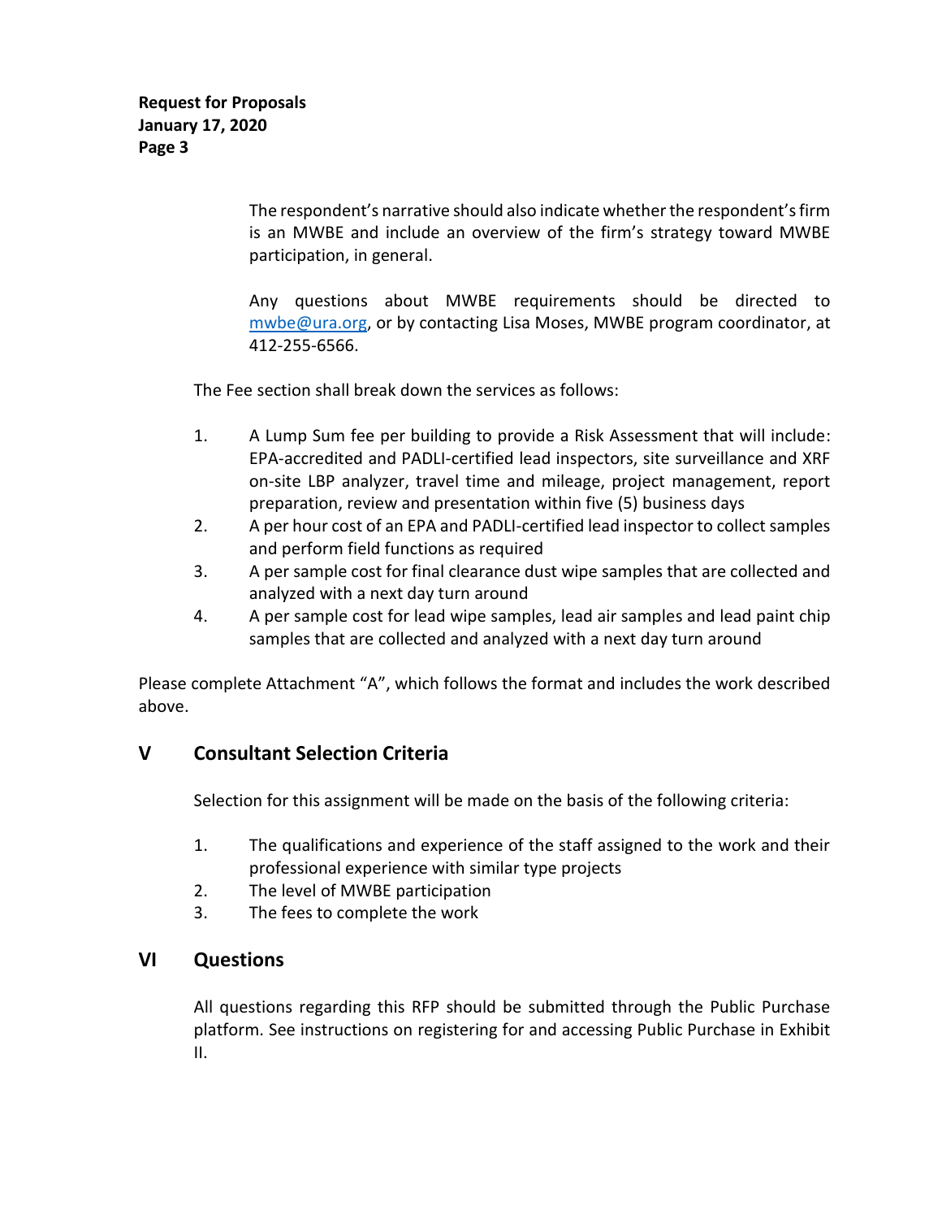The respondent's narrative should also indicate whether the respondent's firm is an MWBE and include an overview of the firm's strategy toward MWBE participation, in general.

Any questions about MWBE requirements should be directed to mwbe@ura.org, or by contacting Lisa Moses, MWBE program coordinator, at 412-255-6566.

The Fee section shall break down the services as follows:

1. A Lump Sum fee per building to provide a Risk Assessment that will include: EPA-accredited and PADLI-certified lead inspectors, site surveillance and XRF on-site LBP analyzer, travel time and mileage, project management, report preparation, review and presentation within five (5) business days
2. A per hour cost of an EPA and PADLI-certified lead inspector to collect samples and perform field functions as required
3. A per sample cost for final clearance dust wipe samples that are collected and analyzed with a next day turn around
4. A per sample cost for lead wipe samples, lead air samples and lead paint chip samples that are collected and analyzed with a next day turn around

Please complete Attachment "A", which follows the format and includes the work described above.

## V Consultant Selection Criteria

Selection for this assignment will be made on the basis of the following criteria:

1. The qualifications and experience of the staff assigned to the work and their professional experience with similar type projects
2. The level of MWBE participation
3. The fees to complete the work

## VI Questions

All questions regarding this RFP should be submitted through the Public Purchase platform. See instructions on registering for and accessing Public Purchase in Exhibit II.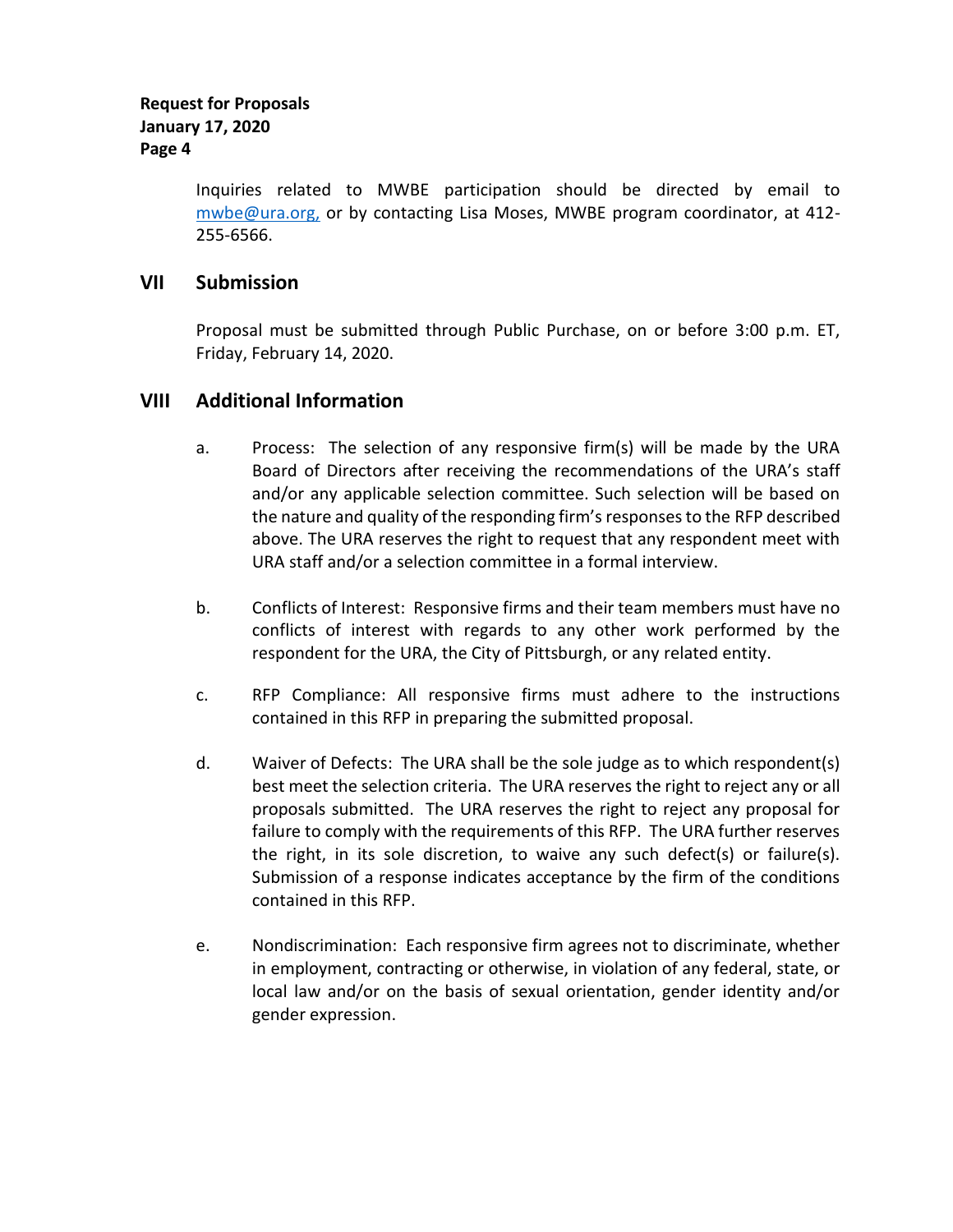Inquiries related to MWBE participation should be directed by email to mwbe@ura.org, or by contacting Lisa Moses, MWBE program coordinator, at 412-255-6566.

## VII Submission

Proposal must be submitted through Public Purchase, on or before 3:00 p.m. ET, Friday, February 14, 2020.

## VIII Additional Information

a. Process: The selection of any responsive firm(s) will be made by the URA Board of Directors after receiving the recommendations of the URA's staff and/or any applicable selection committee. Such selection will be based on the nature and quality of the responding firm's responses to the RFP described above. The URA reserves the right to request that any respondent meet with URA staff and/or a selection committee in a formal interview.

b. Conflicts of Interest: Responsive firms and their team members must have no conflicts of interest with regards to any other work performed by the respondent for the URA, the City of Pittsburgh, or any related entity.

c. RFP Compliance: All responsive firms must adhere to the instructions contained in this RFP in preparing the submitted proposal.

d. Waiver of Defects: The URA shall be the sole judge as to which respondent(s) best meet the selection criteria. The URA reserves the right to reject any or all proposals submitted. The URA reserves the right to reject any proposal for failure to comply with the requirements of this RFP. The URA further reserves the right, in its sole discretion, to waive any such defect(s) or failure(s). Submission of a response indicates acceptance by the firm of the conditions contained in this RFP.

e. Nondiscrimination: Each responsive firm agrees not to discriminate, whether in employment, contracting or otherwise, in violation of any federal, state, or local law and/or on the basis of sexual orientation, gender identity and/or gender expression.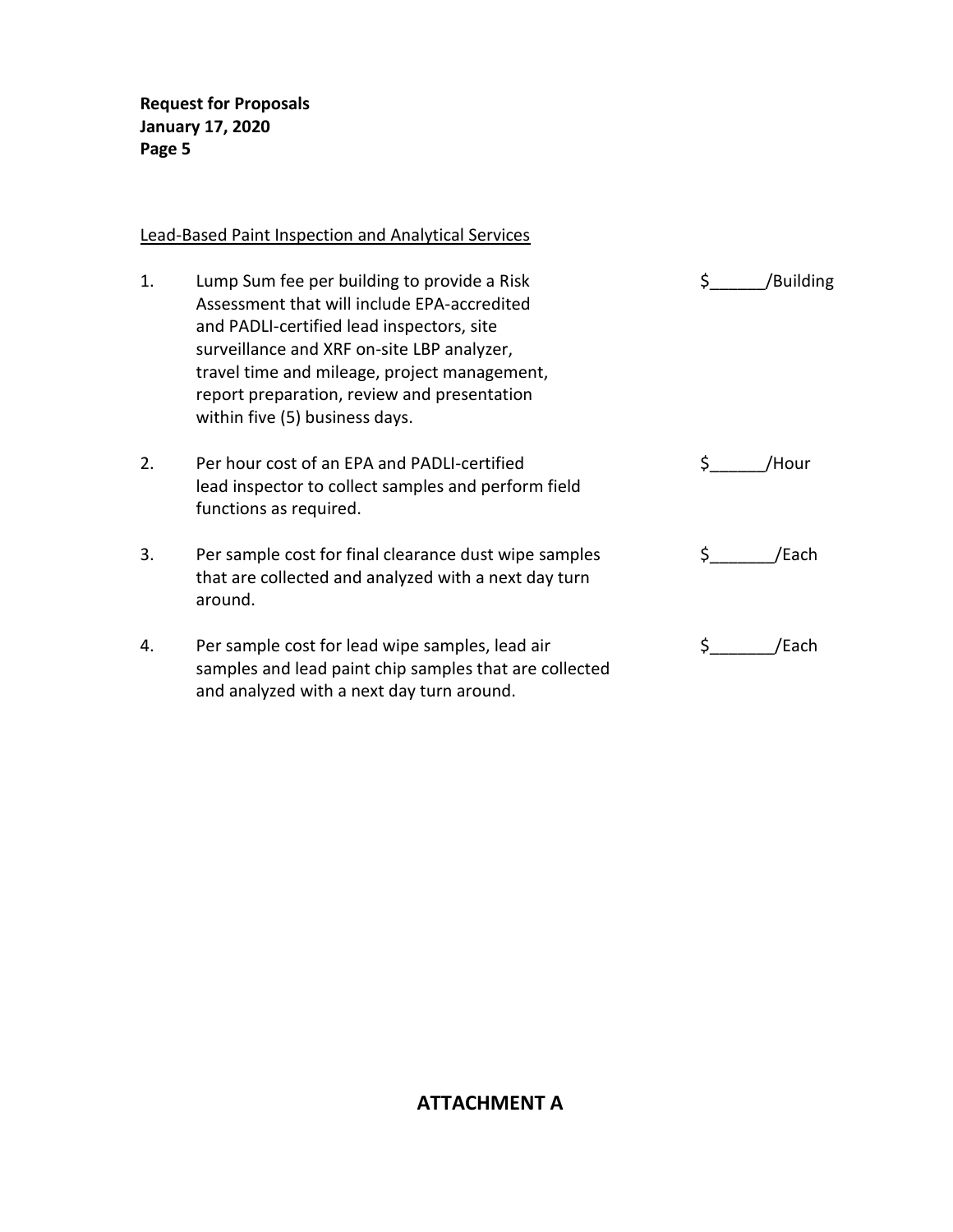Lead-Based Paint Inspection and Analytical Services

| | | |
|---|---|---|
| 1. | Lump Sum fee per building to provide a Risk Assessment that will include EPA-accredited and PADLI-certified lead inspectors, site surveillance and XRF on-site LBP analyzer, travel time and mileage, project management, report preparation, review and presentation within five (5) business days. | $______/Building |
| 2. | Per hour cost of an EPA and PADLI-certified lead inspector to collect samples and perform field functions as required. | $______/Hour |
| 3. | Per sample cost for final clearance dust wipe samples that are collected and analyzed with a next day turn around. | $_______/Each |
| 4. | Per sample cost for lead wipe samples, lead air samples and lead paint chip samples that are collected and analyzed with a next day turn around. | $_______/Each |

## ATTACHMENT A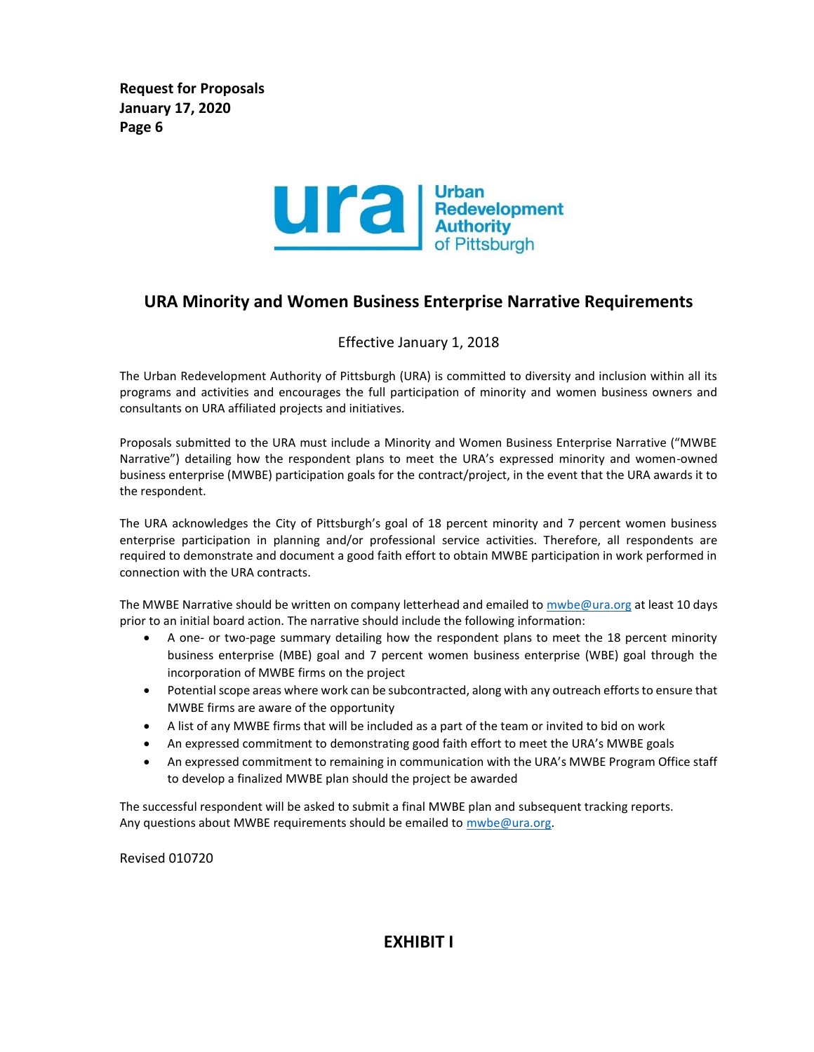## URA Minority and Women Business Enterprise Narrative Requirements

Effective January 1, 2018

The Urban Redevelopment Authority of Pittsburgh (URA) is committed to diversity and inclusion within all its programs and activities and encourages the full participation of minority and women business owners and consultants on URA affiliated projects and initiatives.

Proposals submitted to the URA must include a Minority and Women Business Enterprise Narrative ("MWBE Narrative") detailing how the respondent plans to meet the URA's expressed minority and women-owned business enterprise (MWBE) participation goals for the contract/project, in the event that the URA awards it to the respondent.

The URA acknowledges the City of Pittsburgh's goal of 18 percent minority and 7 percent women business enterprise participation in planning and/or professional service activities. Therefore, all respondents are required to demonstrate and document a good faith effort to obtain MWBE participation in work performed in connection with the URA contracts.

The MWBE Narrative should be written on company letterhead and emailed to mwbe@ura.org at least 10 days prior to an initial board action. The narrative should include the following information:

- A one- or two-page summary detailing how the respondent plans to meet the 18 percent minority business enterprise (MBE) goal and 7 percent women business enterprise (WBE) goal through the incorporation of MWBE firms on the project
- Potential scope areas where work can be subcontracted, along with any outreach efforts to ensure that MWBE firms are aware of the opportunity
- A list of any MWBE firms that will be included as a part of the team or invited to bid on work
- An expressed commitment to demonstrating good faith effort to meet the URA's MWBE goals
- An expressed commitment to remaining in communication with the URA's MWBE Program Office staff to develop a finalized MWBE plan should the project be awarded

The successful respondent will be asked to submit a final MWBE plan and subsequent tracking reports.
Any questions about MWBE requirements should be emailed to mwbe@ura.org.

Revised 010720

## EXHIBIT I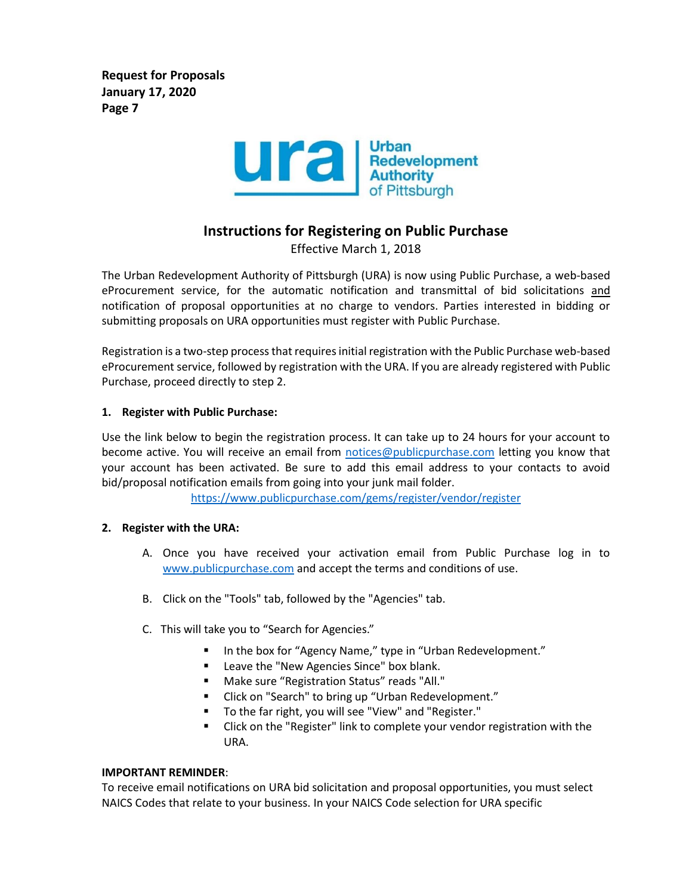**Request for Proposals**
**January 17, 2020**
**Page 7**

## Instructions for Registering on Public Purchase

Effective March 1, 2018

The Urban Redevelopment Authority of Pittsburgh (URA) is now using Public Purchase, a web-based eProcurement service, for the automatic notification and transmittal of bid solicitations and notification of proposal opportunities at no charge to vendors. Parties interested in bidding or submitting proposals on URA opportunities must register with Public Purchase.

Registration is a two-step process that requires initial registration with the Public Purchase web-based eProcurement service, followed by registration with the URA. If you are already registered with Public Purchase, proceed directly to step 2.

**1. Register with Public Purchase:**

Use the link below to begin the registration process. It can take up to 24 hours for your account to become active. You will receive an email from notices@publicpurchase.com letting you know that your account has been activated. Be sure to add this email address to your contacts to avoid bid/proposal notification emails from going into your junk mail folder.

https://www.publicpurchase.com/gems/register/vendor/register

**2. Register with the URA:**

A. Once you have received your activation email from Public Purchase log in to www.publicpurchase.com and accept the terms and conditions of use.

B. Click on the "Tools" tab, followed by the "Agencies" tab.

C. This will take you to “Search for Agencies.”

- In the box for “Agency Name,” type in “Urban Redevelopment.”
- Leave the "New Agencies Since" box blank.
- Make sure “Registration Status” reads "All."
- Click on "Search" to bring up “Urban Redevelopment.”
- To the far right, you will see "View" and "Register."
- Click on the "Register" link to complete your vendor registration with the URA.

**IMPORTANT REMINDER**:
To receive email notifications on URA bid solicitation and proposal opportunities, you must select NAICS Codes that relate to your business. In your NAICS Code selection for URA specific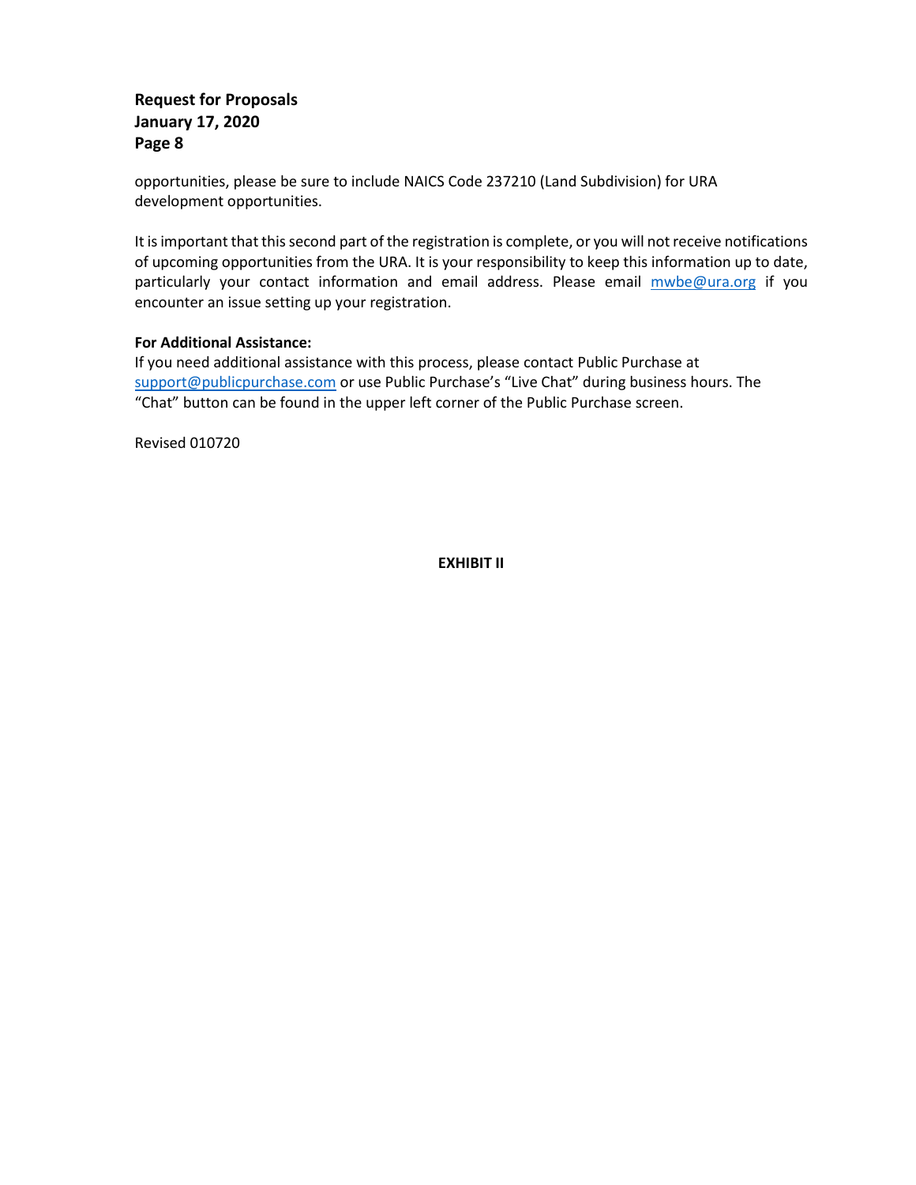opportunities, please be sure to include NAICS Code 237210 (Land Subdivision) for URA development opportunities.

It is important that this second part of the registration is complete, or you will not receive notifications of upcoming opportunities from the URA. It is your responsibility to keep this information up to date, particularly your contact information and email address. Please email mwbe@ura.org if you encounter an issue setting up your registration.

**For Additional Assistance:**

If you need additional assistance with this process, please contact Public Purchase at support@publicpurchase.com or use Public Purchase's "Live Chat" during business hours. The "Chat" button can be found in the upper left corner of the Public Purchase screen.

Revised 010720

**EXHIBIT II**